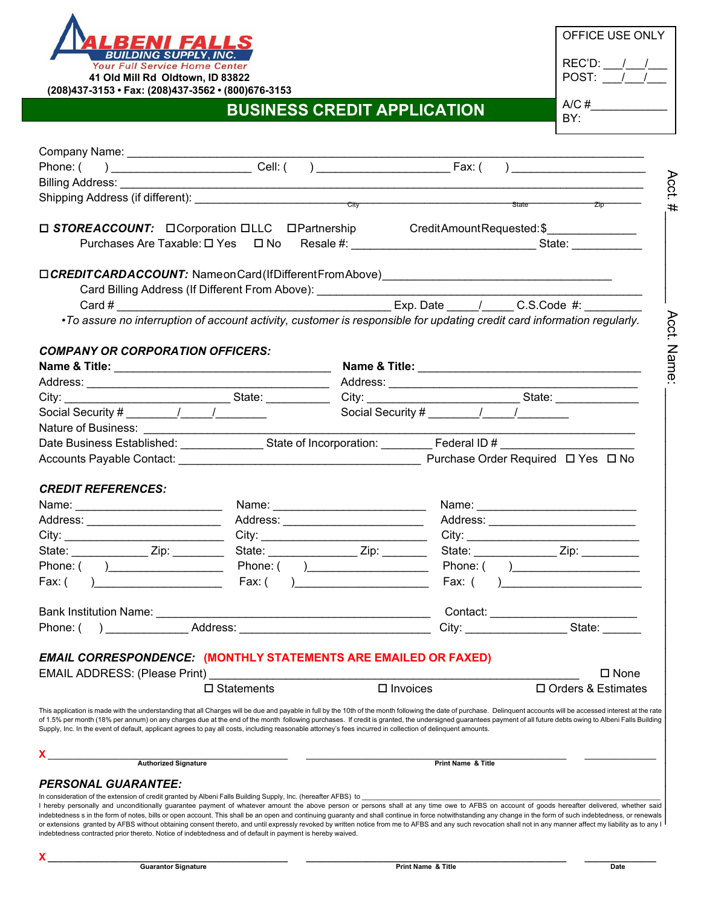**ALBENI FALLS BUILDING SUPPLY, INC.**

*Your Full Service Home Center*

41 Old Mill Rd Oldtown, ID 83822

(208)437-3153 • Fax: (208)437-3562 • (800)676-3153

OFFICE USE ONLY

REC'D: ___/___/___

POST: ___/___/___

A/C #___________

BY:

# BUSINESS CREDIT APPLICATION

Acct. # ____________ Acct. Name: ____________

Company Name: ______________________________________________________________________

Phone: ( ) ____________________ Cell: ( ) ____________________ Fax: ( ) ____________________

Billing Address: ______________________________________________________________________

Shipping Address (if different): __________________ City __________________ State __________ Zip

☐ ***STOREACCOUNT:*** ☐Corporation ☐LLC ☐Partnership CreditAmountRequested:$_____________

Purchases Are Taxable: ☐ Yes ☐ No Resale #: ____________________________ State: ___________

☐***CREDITCARDACCOUNT:*** NameonCard(IfDifferentFromAbove)__________________________________

Card Billing Address (If Different From Above): ____________________________________________

Card # ________________________________________ Exp. Date _____/_____ C.S.Code #: _________

*•To assure no interruption of account activity, customer is responsible for updating credit card information regularly.*

***COMPANY OR CORPORATION OFFICERS:***

**Name & Title:** _________________________________ **Name & Title:** _________________________________

Address: ____________________________________ Address: ____________________________________

City: _________________________ State: __________ City: _______________________ State: _____________

Social Security # ________/_____/________ Social Security # ________/_____/________

Nature of Business: ____________________________________________________________________

Date Business Established: ____________ State of Incorporation: ________ Federal ID # ____________________

Accounts Payable Contact: ____________________________________ Purchase Order Required ☐ Yes ☐ No

***CREDIT REFERENCES:***

| | | |
|---|---|---|
| Name: ______________________ | Name: ______________________ | Name: ______________________ |
| Address: ____________________ | Address: ____________________ | Address: ____________________ |
| City: _______________________ | City: _______________________ | City: _______________________ |
| State: ___________ Zip: ________ | State: _____________ Zip: _______ | State: _____________ Zip: _________ |
| Phone: ( )__________________ | Phone: ( )__________________ | Phone: ( )____________________ |
| Fax: ( )____________________ | Fax: ( )____________________ | Fax: ( )_____________________ |

Bank Institution Name: __________________________________________ Contact: ______________________

Phone: ( ) ____________ Address: ______________________________ City: _______________ State: ______

***EMAIL CORRESPONDENCE:*** **(MONTHLY STATEMENTS ARE EMAILED OR FAXED)**

EMAIL ADDRESS: (Please Print) ________________________________________________________ ☐ None

☐ Statements ☐ Invoices ☐ Orders & Estimates

This application is made with the understanding that all Charges will be due and payable in full by the 10th of the month following the date of purchase. Delinquent accounts will be accessed interest at the rate of 1.5% per month (18% per annum) on any charges due at the end of the month following purchases. If credit is granted, the undersigned guarantees payment of all future debts owing to Albeni Falls Building Supply, Inc. In the event of default, applicant agrees to pay all costs, including reasonable attorney's fees incurred in collection of delinquent amounts.

X ____________________________________ ____________________________________ ____________

Authorized Signature | Print Name & Title

***PERSONAL GUARANTEE:***

In consideration of the extension of credit granted by Albeni Falls Building Supply, Inc. (hereafter AFBS) to ______________________________________________________________

I hereby personally and unconditionally guarantee payment of whatever amount the above person or persons shall at any time owe to AFBS on account of goods hereafter delivered, whether said indebtedness s in the form of notes, bills or open account. This shall be an open and continuing guaranty and shall continue in force notwithstanding any change in the form of such indebtedness, or renewals or extensions granted by AFBS without obtaining consent thereto, and until expressly revoked by written notice from me to AFBS and any such revocation shall not in any manner affect my liability as to any I indebtedness contracted prior thereto. Notice of indebtedness and of default in payment is hereby waived.

X ____________________________________ ____________________________________ ____________

Guarantor Signature | Print Name & Title | Date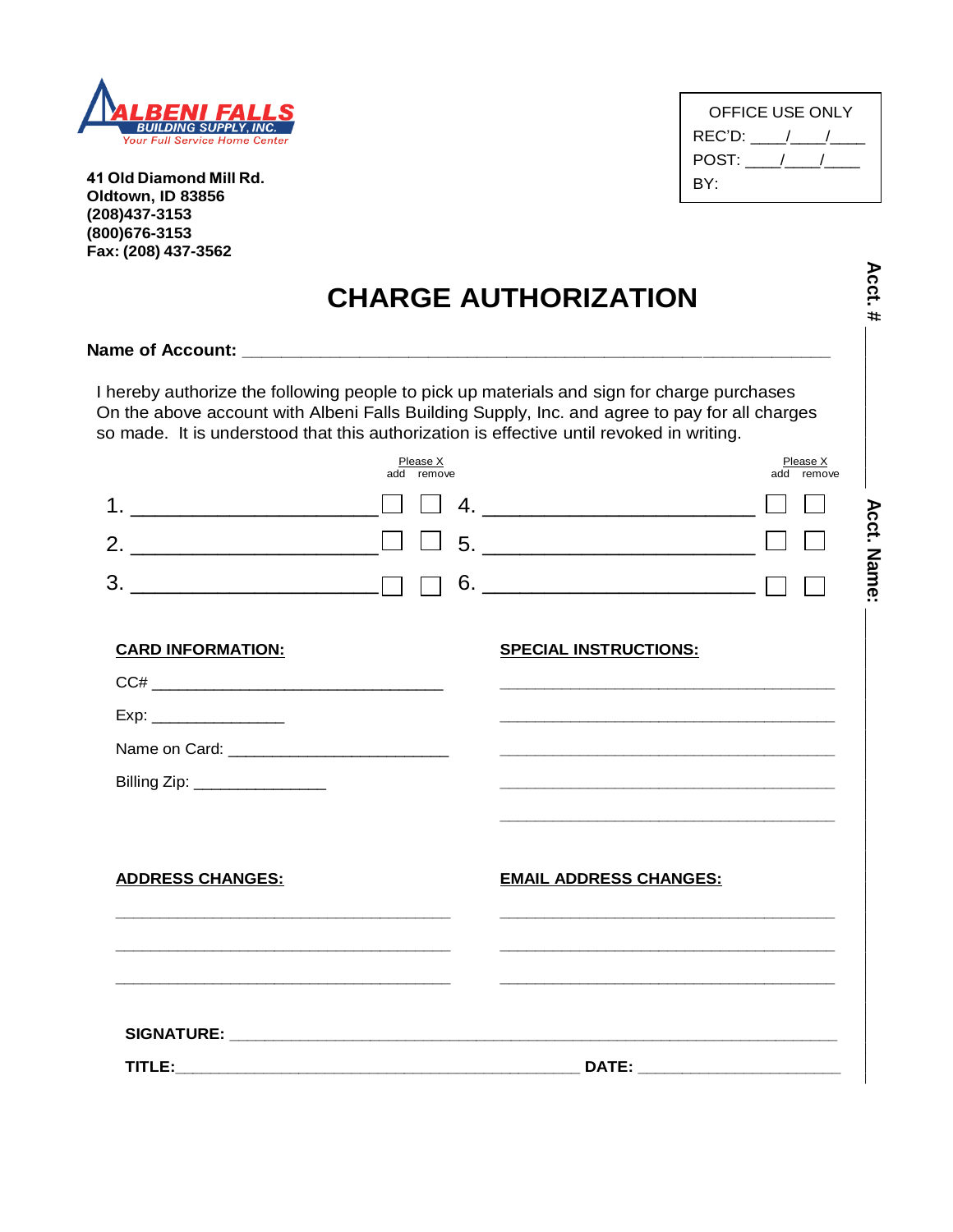**ALBENI FALLS**
**BUILDING SUPPLY, INC.**
*Your Full Service Home Center*

**41 Old Diamond Mill Rd.**
**Oldtown, ID 83856**
**(208)437-3153**
**(800)676-3153**
**Fax: (208) 437-3562**

| OFFICE USE ONLY |
|---|
| REC'D: ____/____/____ |
| POST: ____/____/____ |
| BY: |

**Acct. #**

**Acct. Name:**

# CHARGE AUTHORIZATION

**Name of Account:** ______________________________________________________________

I hereby authorize the following people to pick up materials and sign for charge purchases On the above account with Albeni Falls Building Supply, Inc. and agree to pay for all charges so made. It is understood that this authorization is effective until revoked in writing.

| | Please X add | Please X remove | | Please X add | Please X remove |
|---|---|---|---|---|---|
| 1. ______________________ | ☐ | ☐ | 4. ________________________ | ☐ | ☐ |
| 2. ______________________ | ☐ | ☐ | 5. ________________________ | ☐ | ☐ |
| 3. ______________________ | ☐ | ☐ | 6. ________________________ | ☐ | ☐ |

**CARD INFORMATION:**

CC# ________________________________

Exp: _______________

Name on Card: ________________________

Billing Zip: ______________

**SPECIAL INSTRUCTIONS:**

_____________________________________

_____________________________________

_____________________________________

_____________________________________

_____________________________________

**ADDRESS CHANGES:**

_____________________________________

_____________________________________

_____________________________________

**EMAIL ADDRESS CHANGES:**

_____________________________________

_____________________________________

_____________________________________

**SIGNATURE:** ____________________________________________________________

**TITLE:**_____________________________________________ **DATE:** ______________________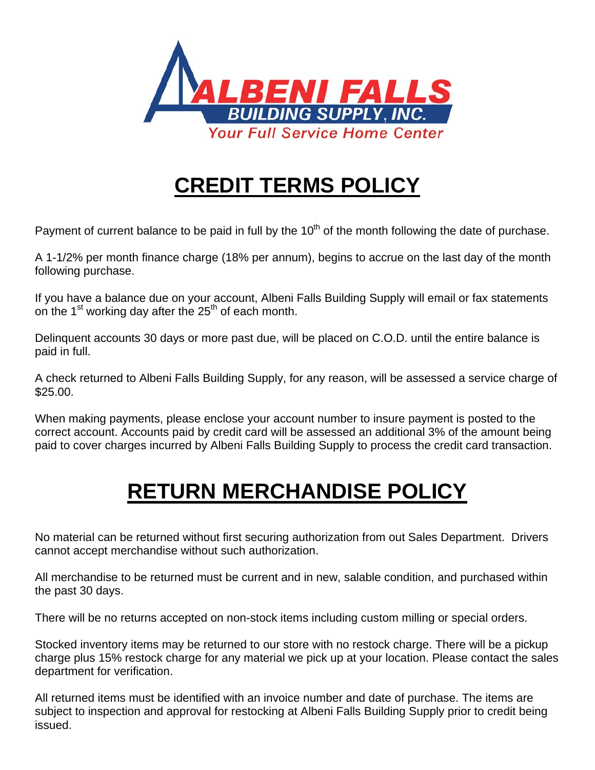ALBENI FALLS
BUILDING SUPPLY, INC.
*Your Full Service Home Center*

# CREDIT TERMS POLICY

Payment of current balance to be paid in full by the 10th of the month following the date of purchase.

A 1-1/2% per month finance charge (18% per annum), begins to accrue on the last day of the month following purchase.

If you have a balance due on your account, Albeni Falls Building Supply will email or fax statements on the 1st working day after the 25th of each month.

Delinquent accounts 30 days or more past due, will be placed on C.O.D. until the entire balance is paid in full.

A check returned to Albeni Falls Building Supply, for any reason, will be assessed a service charge of $25.00.

When making payments, please enclose your account number to insure payment is posted to the correct account. Accounts paid by credit card will be assessed an additional 3% of the amount being paid to cover charges incurred by Albeni Falls Building Supply to process the credit card transaction.

# RETURN MERCHANDISE POLICY

No material can be returned without first securing authorization from out Sales Department. Drivers cannot accept merchandise without such authorization.

All merchandise to be returned must be current and in new, salable condition, and purchased within the past 30 days.

There will be no returns accepted on non-stock items including custom milling or special orders.

Stocked inventory items may be returned to our store with no restock charge. There will be a pickup charge plus 15% restock charge for any material we pick up at your location. Please contact the sales department for verification.

All returned items must be identified with an invoice number and date of purchase. The items are subject to inspection and approval for restocking at Albeni Falls Building Supply prior to credit being issued.